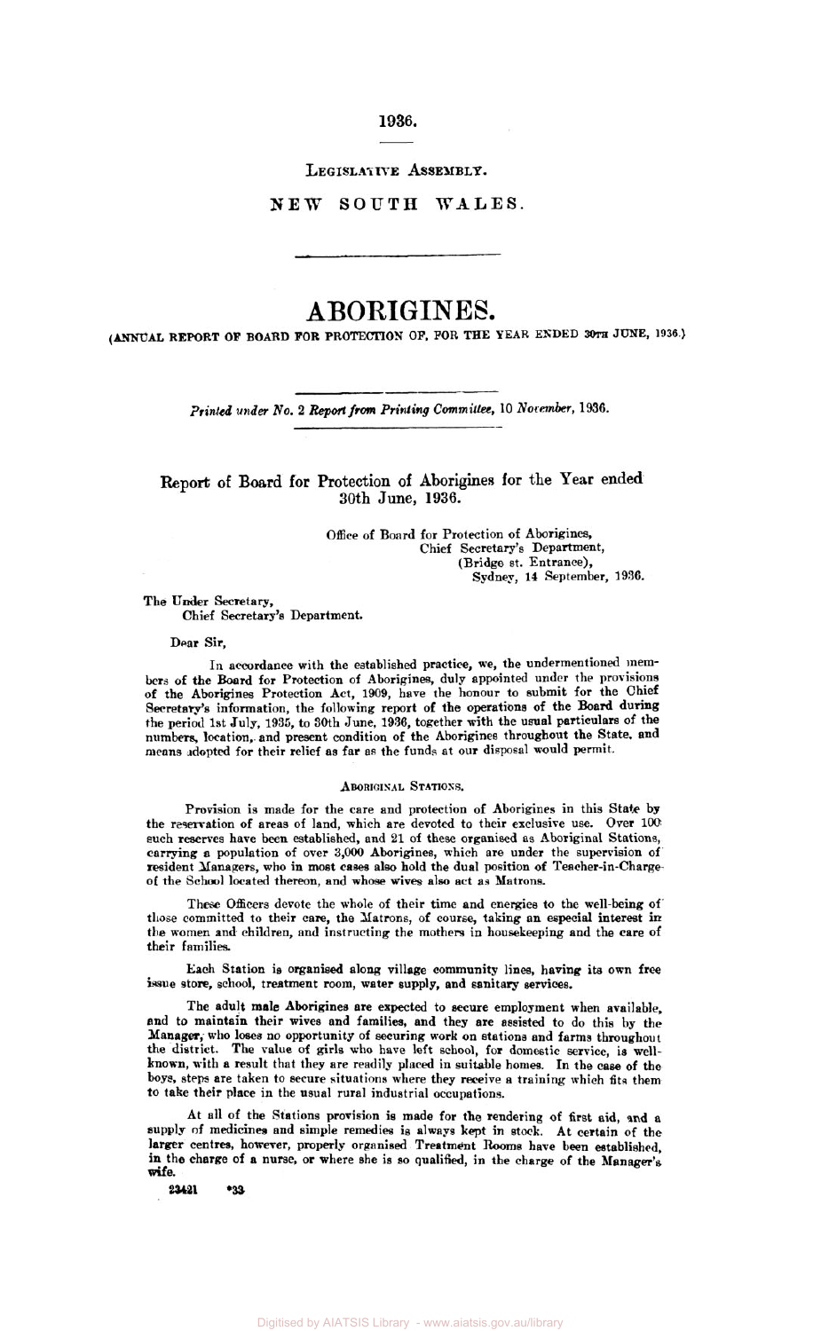1936.

LEGISLATIVE ASSEMBLY.

NEW SOUTH WALES.

# ABORIGINES.

(ANNUAL REPORT OF BOARD FOR PROTECTION OF, FOR THE YEAR ENDED 30TH JUNE, 1936.)

*Printed under No. 2 Report from Printing Committee, 10 November, 1936.*

## Report of Board for Protection of Aborigines for the Year ended 30th June, 1936.

Office of Board for Protection of Aborigines,
Chief Secretary's Department,
(Bridge st. Entrance),
Sydney, 14 September, 1936.

The Under Secretary,
Chief Secretary's Department.

Dear Sir,

In accordance with the established practice, we, the undermentioned members of the Board for Protection of Aborigines, duly appointed under the provisions of the Aborigines Protection Act, 1909, have the honour to submit for the Chief Secretary's information, the following report of the operations of the Board during the period 1st July, 1935, to 30th June, 1936, together with the usual particulars of the numbers, location, and present condition of the Aborigines throughout the State, and means adopted for their relief as far as the funds at our disposal would permit.

### ABORIGINAL STATIONS.

Provision is made for the care and protection of Aborigines in this State by the reservation of areas of land, which are devoted to their exclusive use. Over 100 such reserves have been established, and 21 of these organised as Aboriginal Stations, carrying a population of over 3,000 Aborigines, which are under the supervision of resident Managers, who in most cases also hold the dual position of Teacher-in-Charge of the School located thereon, and whose wives also act as Matrons.

These Officers devote the whole of their time and energies to the well-being of those committed to their care, the Matrons, of course, taking an especial interest in the women and children, and instructing the mothers in housekeeping and the care of their families.

Each Station is organised along village community lines, having its own free issue store, school, treatment room, water supply, and sanitary services.

The adult male Aborigines are expected to secure employment when available, and to maintain their wives and families, and they are assisted to do this by the Manager, who loses no opportunity of securing work on stations and farms throughout the district. The value of girls who have left school, for domestic service, is well-known, with a result that they are readily placed in suitable homes. In the case of the boys, steps are taken to secure situations where they receive a training which fits them to take their place in the usual rural industrial occupations.

At all of the Stations provision is made for the rendering of first aid, and a supply of medicines and simple remedies is always kept in stock. At certain of the larger centres, however, properly organised Treatment Rooms have been established, in the charge of a nurse, or where she is so qualified, in the charge of the Manager's wife.

23421 *33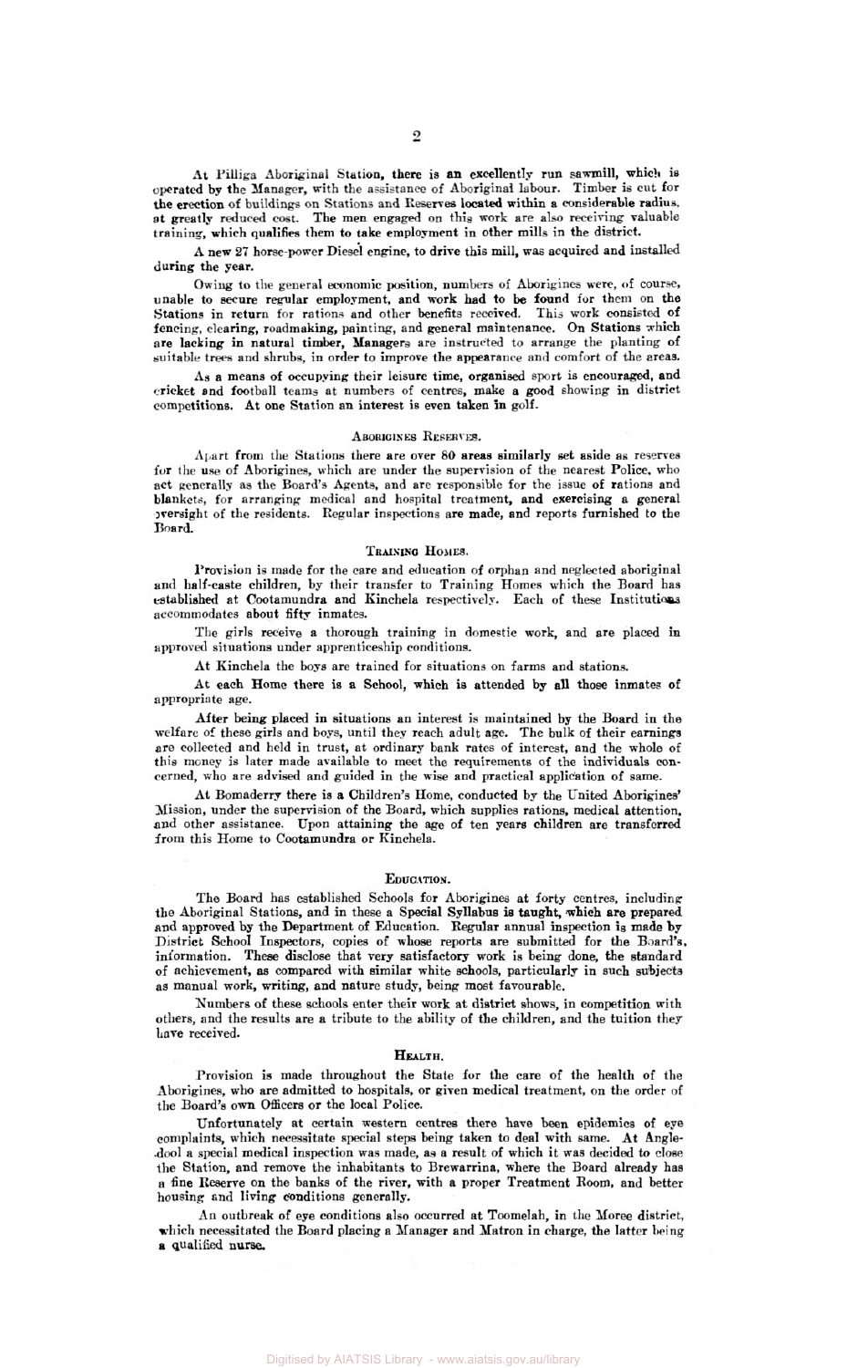At Pilliga Aboriginal Station, there is an excellently run sawmill, which is operated by the Manager, with the assistance of Aboriginal labour. Timber is cut for the erection of buildings on Stations and Reserves located within a considerable radius, at greatly reduced cost. The men engaged on this work are also receiving valuable training, which qualifies them to take employment in other mills in the district.

A new 27 horse-power Diesel engine, to drive this mill, was acquired and installed during the year.

Owing to the general economic position, numbers of Aborigines were, of course, unable to secure regular employment, and work had to be found for them on the Stations in return for rations and other benefits received. This work consisted of fencing, clearing, roadmaking, painting, and general maintenance. On Stations which are lacking in natural timber, Managers are instructed to arrange the planting of suitable trees and shrubs, in order to improve the appearance and comfort of the areas.

As a means of occupying their leisure time, organised sport is encouraged, and cricket and football teams at numbers of centres, make a good showing in district competitions. At one Station an interest is even taken in golf.

## Aborigines Reserves.

Apart from the Stations there are over 80 areas similarly set aside as reserves for the use of Aborigines, which are under the supervision of the nearest Police, who act generally as the Board's Agents, and are responsible for the issue of rations and blankets, for arranging medical and hospital treatment, and exercising a general oversight of the residents. Regular inspections are made, and reports furnished to the Board.

## Training Homes.

Provision is made for the care and education of orphan and neglected aboriginal and half-caste children, by their transfer to Training Homes which the Board has established at Cootamundra and Kinchela respectively. Each of these Institutions accommodates about fifty inmates.

The girls receive a thorough training in domestic work, and are placed in approved situations under apprenticeship conditions.

At Kinchela the boys are trained for situations on farms and stations.

At each Home there is a School, which is attended by all those inmates of appropriate age.

After being placed in situations an interest is maintained by the Board in the welfare of these girls and boys, until they reach adult age. The bulk of their earnings are collected and held in trust, at ordinary bank rates of interest, and the whole of this money is later made available to meet the requirements of the individuals concerned, who are advised and guided in the wise and practical application of same.

At Bomaderry there is a Children's Home, conducted by the United Aborigines' Mission, under the supervision of the Board, which supplies rations, medical attention, and other assistance. Upon attaining the age of ten years children are transferred from this Home to Cootamundra or Kinchela.

## Education.

The Board has established Schools for Aborigines at forty centres, including the Aboriginal Stations, and in these a Special Syllabus is taught, which are prepared and approved by the Department of Education. Regular annual inspection is made by District School Inspectors, copies of whose reports are submitted for the Board's information. These disclose that very satisfactory work is being done, the standard of achievement, as compared with similar white schools, particularly in such subjects as manual work, writing, and nature study, being most favourable.

Numbers of these schools enter their work at district shows, in competition with others, and the results are a tribute to the ability of the children, and the tuition they have received.

## Health.

Provision is made throughout the State for the care of the health of the Aborigines, who are admitted to hospitals, or given medical treatment, on the order of the Board's own Officers or the local Police.

Unfortunately at certain western centres there have been epidemics of eye complaints, which necessitate special steps being taken to deal with same. At Angledool a special medical inspection was made, as a result of which it was decided to close the Station, and remove the inhabitants to Brewarrina, where the Board already has a fine Reserve on the banks of the river, with a proper Treatment Room, and better housing and living conditions generally.

An outbreak of eye conditions also occurred at Toomelah, in the Moree district, which necessitated the Board placing a Manager and Matron in charge, the latter being a qualified nurse.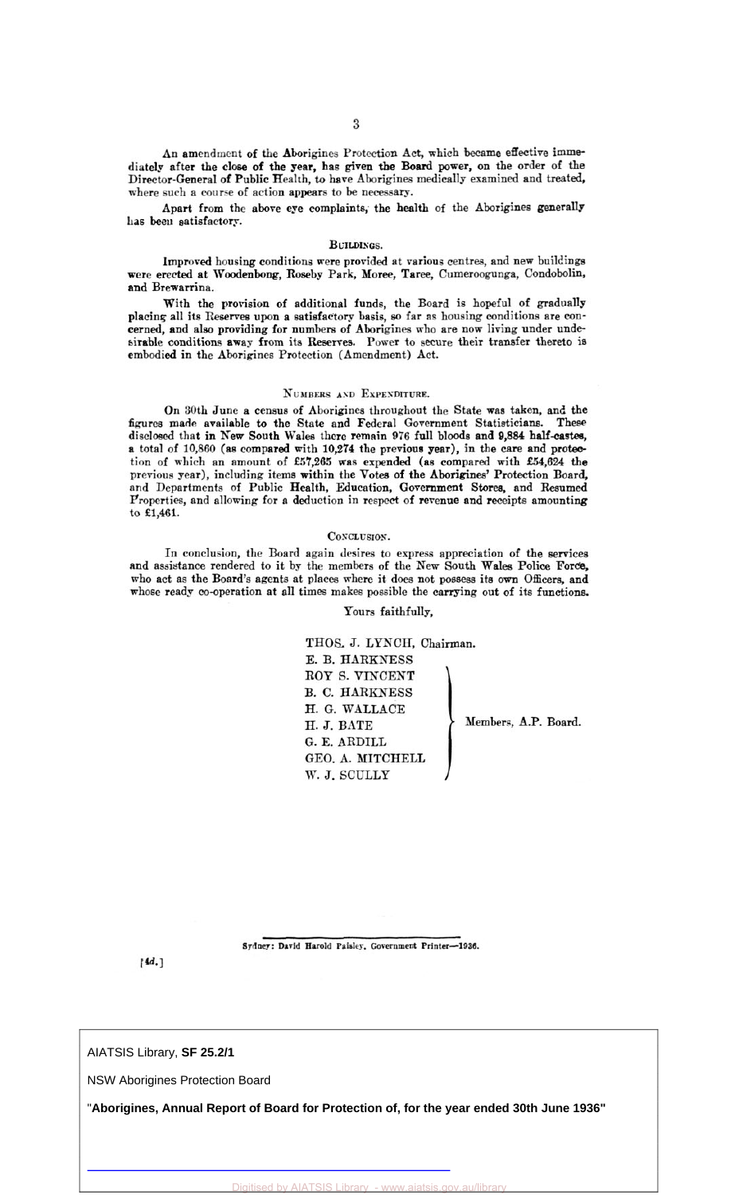An amendment of the Aborigines Protection Act, which became effective immediately after the close of the year, has given the Board power, on the order of the Director-General of Public Health, to have Aborigines medically examined and treated, where such a course of action appears to be necessary.

Apart from the above eye complaints, the health of the Aborigines generally has been satisfactory.

## BUILDINGS.

Improved housing conditions were provided at various centres, and new buildings were erected at Woodenbong, Roseby Park, Moree, Taree, Cumeroogunga, Condobolin, and Brewarrina.

With the provision of additional funds, the Board is hopeful of gradually placing all its Reserves upon a satisfactory basis, so far as housing conditions are concerned, and also providing for numbers of Aborigines who are now living under undesirable conditions away from its Reserves. Power to secure their transfer thereto is embodied in the Aborigines Protection (Amendment) Act.

## NUMBERS AND EXPENDITURE.

On 30th June a census of Aborigines throughout the State was taken, and the figures made available to the State and Federal Government Statisticians. These disclosed that in New South Wales there remain 976 full bloods and 9,884 half-castes, a total of 10,860 (as compared with 10,274 the previous year), in the care and protection of which an amount of £57,265 was expended (as compared with £54,624 the previous year), including items within the Votes of the Aborigines' Protection Board, and Departments of Public Health, Education, Government Stores, and Resumed Properties, and allowing for a deduction in respect of revenue and receipts amounting to £1,461.

## CONCLUSION.

In conclusion, the Board again desires to express appreciation of the services and assistance rendered to it by the members of the New South Wales Police Force, who act as the Board's agents at places where it does not possess its own Officers, and whose ready co-operation at all times makes possible the carrying out of its functions.

Yours faithfully,

THOS. J. LYNCH, Chairman.
E. B. HARKNESS
ROY S. VINCENT
B. C. HARKNESS
H. G. WALLACE
H. J. BATE
G. E. ARDILL
GEO. A. MITCHELL
W. J. SCULLY

} Members, A.P. Board.

Sydney: David Harold Paisley, Government Printer—1936.

[4d.]

AIATSIS Library, **SF 25.2/1**

NSW Aborigines Protection Board

"**Aborigines, Annual Report of Board for Protection of, for the year ended 30th June 1936**"